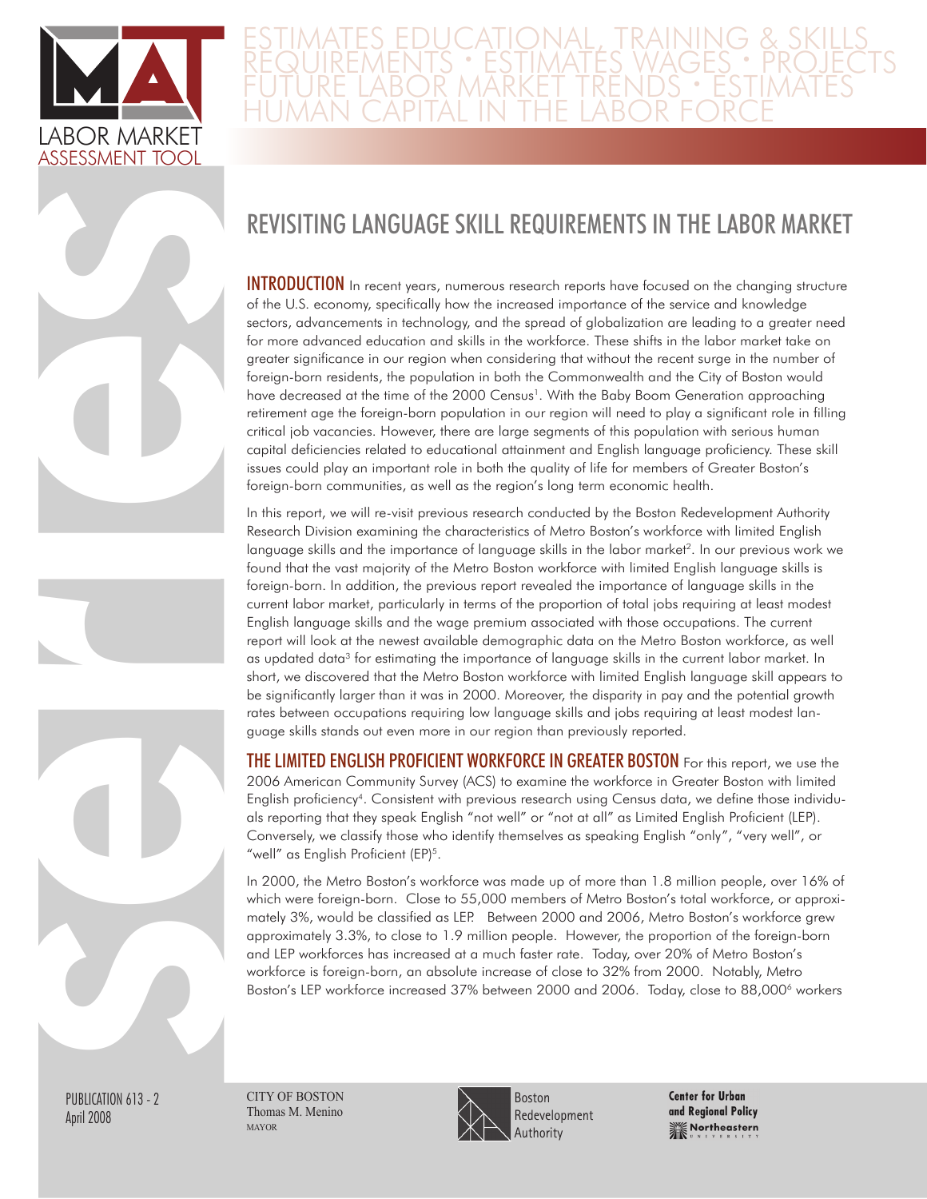# LABOR MARKET ASSESSMENT TOOL

ESTIMATES EDUCATIONAL, TRAINING & SKILLS REQUIREMENTS • ESTIMATES WAGES • PROJECTS FUTURE LABOR MARKET TRENDS • ESTIMATES HUMAN CAPITAL IN THE LABOR FORCE

## REVISITING LANGUAGE SKILL REQUIREMENTS IN THE LABOR MARKET

**INTRODUCTION** In recent years, numerous research reports have focused on the changing structure of the U.S. economy, specifically how the increased importance of the service and knowledge sectors, advancements in technology, and the spread of globalization are leading to a greater need for more advanced education and skills in the workforce. These shifts in the labor market take on greater significance in our region when considering that without the recent surge in the number of foreign-born residents, the population in both the Commonwealth and the City of Boston would have decreased at the time of the 2000 Census[1]. With the Baby Boom Generation approaching retirement age the foreign-born population in our region will need to play a significant role in filling critical job vacancies. However, there are large segments of this population with serious human capital deficiencies related to educational attainment and English language proficiency. These skill issues could play an important role in both the quality of life for members of Greater Boston's foreign-born communities, as well as the region's long term economic health.

In this report, we will re-visit previous research conducted by the Boston Redevelopment Authority Research Division examining the characteristics of Metro Boston's workforce with limited English language skills and the importance of language skills in the labor market[2]. In our previous work we found that the vast majority of the Metro Boston workforce with limited English language skills is foreign-born. In addition, the previous report revealed the importance of language skills in the current labor market, particularly in terms of the proportion of total jobs requiring at least modest English language skills and the wage premium associated with those occupations. The current report will look at the newest available demographic data on the Metro Boston workforce, as well as updated data[3] for estimating the importance of language skills in the current labor market. In short, we discovered that the Metro Boston workforce with limited English language skill appears to be significantly larger than it was in 2000. Moreover, the disparity in pay and the potential growth rates between occupations requiring low language skills and jobs requiring at least modest language skills stands out even more in our region than previously reported.

**THE LIMITED ENGLISH PROFICIENT WORKFORCE IN GREATER BOSTON** For this report, we use the 2006 American Community Survey (ACS) to examine the workforce in Greater Boston with limited English proficiency[4]. Consistent with previous research using Census data, we define those individuals reporting that they speak English "not well" or "not at all" as Limited English Proficient (LEP). Conversely, we classify those who identify themselves as speaking English "only", "very well", or "well" as English Proficient (EP)[5].

In 2000, the Metro Boston's workforce was made up of more than 1.8 million people, over 16% of which were foreign-born. Close to 55,000 members of Metro Boston's total workforce, or approximately 3%, would be classified as LEP. Between 2000 and 2006, Metro Boston's workforce grew approximately 3.3%, to close to 1.9 million people. However, the proportion of the foreign-born and LEP workforces has increased at a much faster rate. Today, over 20% of Metro Boston's workforce is foreign-born, an absolute increase of close to 32% from 2000. Notably, Metro Boston's LEP workforce increased 37% between 2000 and 2006. Today, close to 88,000[6] workers

PUBLICATION 613 - 2
April 2008

CITY OF BOSTON
Thomas M. Menino
MAYOR

Boston Redevelopment Authority

Center for Urban and Regional Policy
Northeastern University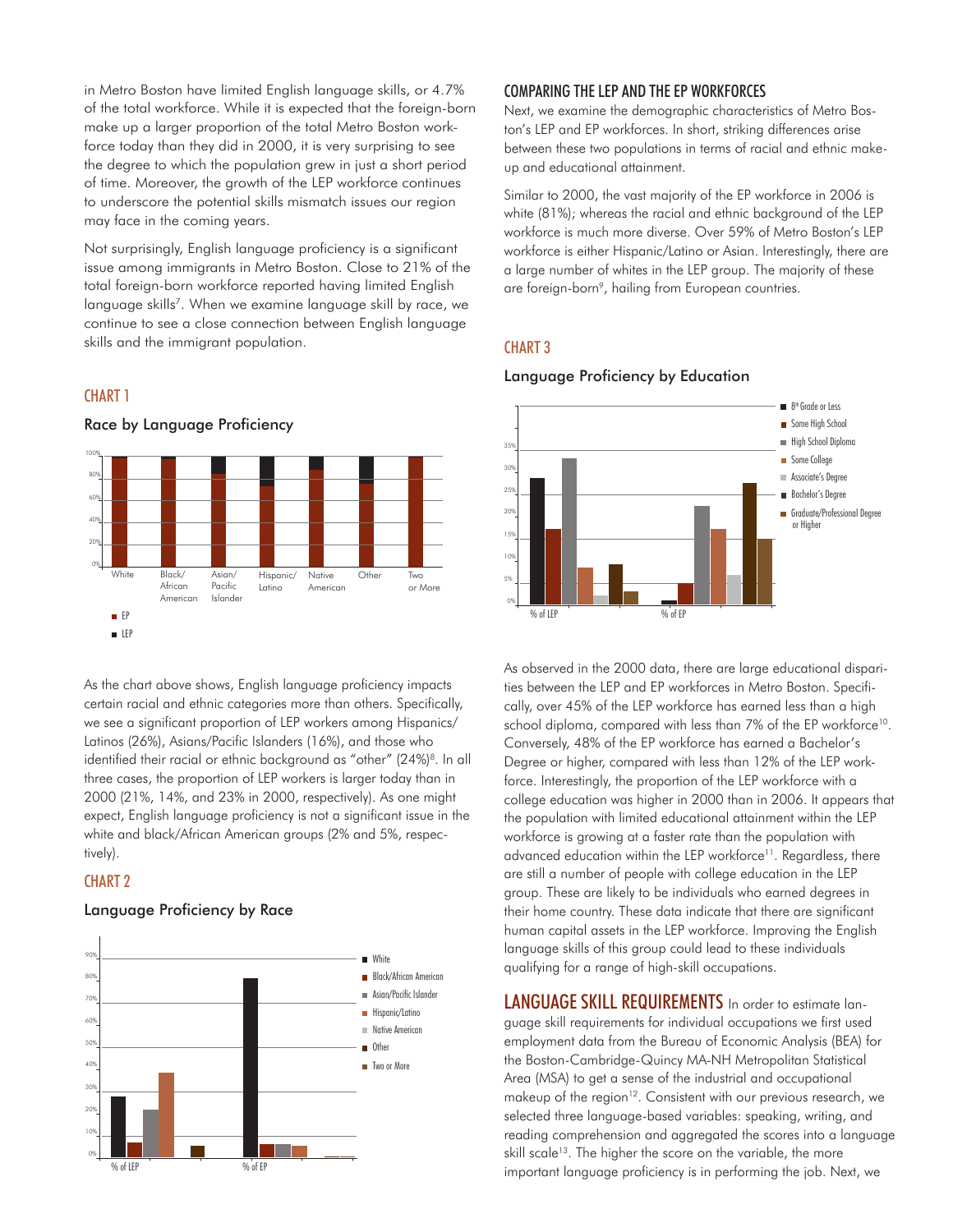in Metro Boston have limited English language skills, or 4.7% of the total workforce. While it is expected that the foreign-born make up a larger proportion of the total Metro Boston workforce today than they did in 2000, it is very surprising to see the degree to which the population grew in just a short period of time. Moreover, the growth of the LEP workforce continues to underscore the potential skills mismatch issues our region may face in the coming years.

Not surprisingly, English language proficiency is a significant issue among immigrants in Metro Boston. Close to 21% of the total foreign-born workforce reported having limited English language skills[7]. When we examine language skill by race, we continue to see a close connection between English language skills and the immigrant population.

## CHART 1

### Race by Language Proficiency

As the chart above shows, English language proficiency impacts certain racial and ethnic categories more than others. Specifically, we see a significant proportion of LEP workers among Hispanics/Latinos (26%), Asians/Pacific Islanders (16%), and those who identified their racial or ethnic background as "other" (24%)[8]. In all three cases, the proportion of LEP workers is larger today than in 2000 (21%, 14%, and 23% in 2000, respectively). As one might expect, English language proficiency is not a significant issue in the white and black/African American groups (2% and 5%, respectively).

## CHART 2

### Language Proficiency by Race

## COMPARING THE LEP AND THE EP WORKFORCES

Next, we examine the demographic characteristics of Metro Boston's LEP and EP workforces. In short, striking differences arise between these two populations in terms of racial and ethnic makeup and educational attainment.

Similar to 2000, the vast majority of the EP workforce in 2006 is white (81%); whereas the racial and ethnic background of the LEP workforce is much more diverse. Over 59% of Metro Boston's LEP workforce is either Hispanic/Latino or Asian. Interestingly, there are a large number of whites in the LEP group. The majority of these are foreign-born[9], hailing from European countries.

## CHART 3

### Language Proficiency by Education

As observed in the 2000 data, there are large educational disparities between the LEP and EP workforces in Metro Boston. Specifically, over 45% of the LEP workforce has earned less than a high school diploma, compared with less than 7% of the EP workforce[10]. Conversely, 48% of the EP workforce has earned a Bachelor's Degree or higher, compared with less than 12% of the LEP workforce. Interestingly, the proportion of the LEP workforce with a college education was higher in 2000 than in 2006. It appears that the population with limited educational attainment within the LEP workforce is growing at a faster rate than the population with advanced education within the LEP workforce[11]. Regardless, there are still a number of people with college education in the LEP group. These are likely to be individuals who earned degrees in their home country. These data indicate that there are significant human capital assets in the LEP workforce. Improving the English language skills of this group could lead to these individuals qualifying for a range of high-skill occupations.

## LANGUAGE SKILL REQUIREMENTS

In order to estimate language skill requirements for individual occupations we first used employment data from the Bureau of Economic Analysis (BEA) for the Boston-Cambridge-Quincy MA-NH Metropolitan Statistical Area (MSA) to get a sense of the industrial and occupational makeup of the region[12]. Consistent with our previous research, we selected three language-based variables: speaking, writing, and reading comprehension and aggregated the scores into a language skill scale[13]. The higher the score on the variable, the more important language proficiency is in performing the job. Next, we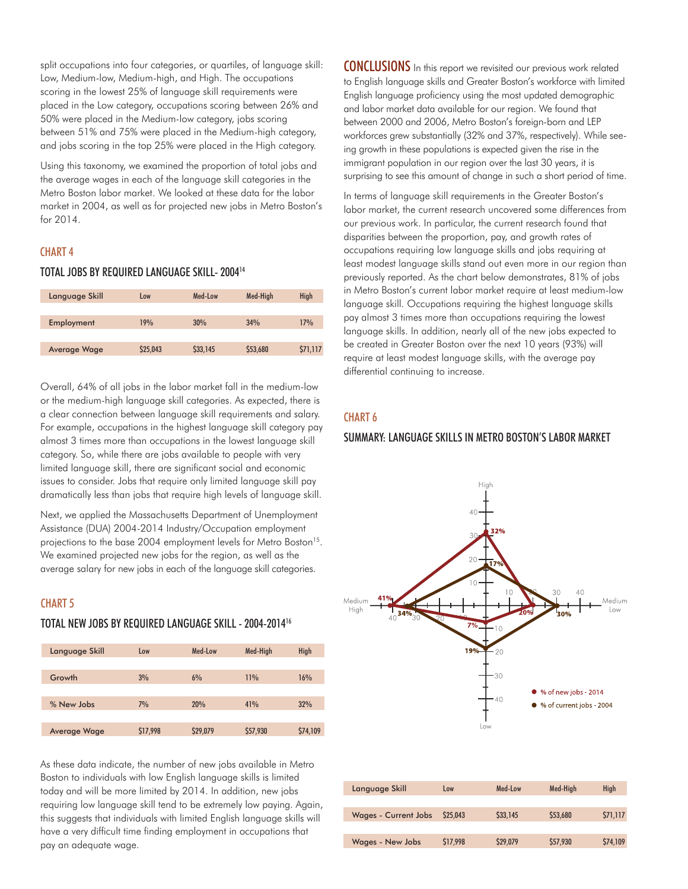split occupations into four categories, or quartiles, of language skill: Low, Medium-low, Medium-high, and High. The occupations scoring in the lowest 25% of language skill requirements were placed in the Low category, occupations scoring between 26% and 50% were placed in the Medium-low category, jobs scoring between 51% and 75% were placed in the Medium-high category, and jobs scoring in the top 25% were placed in the High category.

Using this taxonomy, we examined the proportion of total jobs and the average wages in each of the language skill categories in the Metro Boston labor market. We looked at these data for the labor market in 2004, as well as for projected new jobs in Metro Boston's for 2014.

### CHART 4

#### TOTAL JOBS BY REQUIRED LANGUAGE SKILL- 2004[14]

| Language Skill | Low | Med-Low | Med-High | High |
|---|---|---|---|---|
| Employment | 19% | 30% | 34% | 17% |
| Average Wage | $25,043 | $33,145 | $53,680 | $71,117 |

Overall, 64% of all jobs in the labor market fall in the medium-low or the medium-high language skill categories. As expected, there is a clear connection between language skill requirements and salary. For example, occupations in the highest language skill category pay almost 3 times more than occupations in the lowest language skill category. So, while there are jobs available to people with very limited language skill, there are significant social and economic issues to consider. Jobs that require only limited language skill pay dramatically less than jobs that require high levels of language skill.

Next, we applied the Massachusetts Department of Unemployment Assistance (DUA) 2004-2014 Industry/Occupation employment projections to the base 2004 employment levels for Metro Boston[15]. We examined projected new jobs for the region, as well as the average salary for new jobs in each of the language skill categories.

### CHART 5

#### TOTAL NEW JOBS BY REQUIRED LANGUAGE SKILL - 2004-2014[16]

| Language Skill | Low | Med-Low | Med-High | High |
|---|---|---|---|---|
| Growth | 3% | 6% | 11% | 16% |
| % New Jobs | 7% | 20% | 41% | 32% |
| Average Wage | $17,998 | $29,079 | $57,930 | $74,109 |

As these data indicate, the number of new jobs available in Metro Boston to individuals with low English language skills is limited today and will be more limited by 2014. In addition, new jobs requiring low language skill tend to be extremely low paying. Again, this suggests that individuals with limited English language skills will have a very difficult time finding employment in occupations that pay an adequate wage.

## CONCLUSIONS

In this report we revisited our previous work related to English language skills and Greater Boston's workforce with limited English language proficiency using the most updated demographic and labor market data available for our region. We found that between 2000 and 2006, Metro Boston's foreign-born and LEP workforces grew substantially (32% and 37%, respectively). While seeing growth in these populations is expected given the rise in the immigrant population in our region over the last 30 years, it is surprising to see this amount of change in such a short period of time.

In terms of language skill requirements in the Greater Boston's labor market, the current research uncovered some differences from our previous work. In particular, the current research found that disparities between the proportion, pay, and growth rates of occupations requiring low language skills and jobs requiring at least modest language skills stand out even more in our region than previously reported. As the chart below demonstrates, 81% of jobs in Metro Boston's current labor market require at least medium-low language skill. Occupations requiring the highest language skills pay almost 3 times more than occupations requiring the lowest language skills. In addition, nearly all of the new jobs expected to be created in Greater Boston over the next 10 years (93%) will require at least modest language skills, with the average pay differential continuing to increase.

### CHART 6

#### SUMMARY: LANGUAGE SKILLS IN METRO BOSTON'S LABOR MARKET

| Language Skill | Low | Med-Low | Med-High | High |
|---|---|---|---|---|
| % of new jobs - 2014 | 7% | 20% | 41% | 32% |
| % of current jobs - 2004 | 19% | 30% | 34% | 17% |

| Language Skill | Low | Med-Low | Med-High | High |
|---|---|---|---|---|
| Wages - Current Jobs | $25,043 | $33,145 | $53,680 | $71,117 |
| Wages - New Jobs | $17,998 | $29,079 | $57,930 | $74,109 |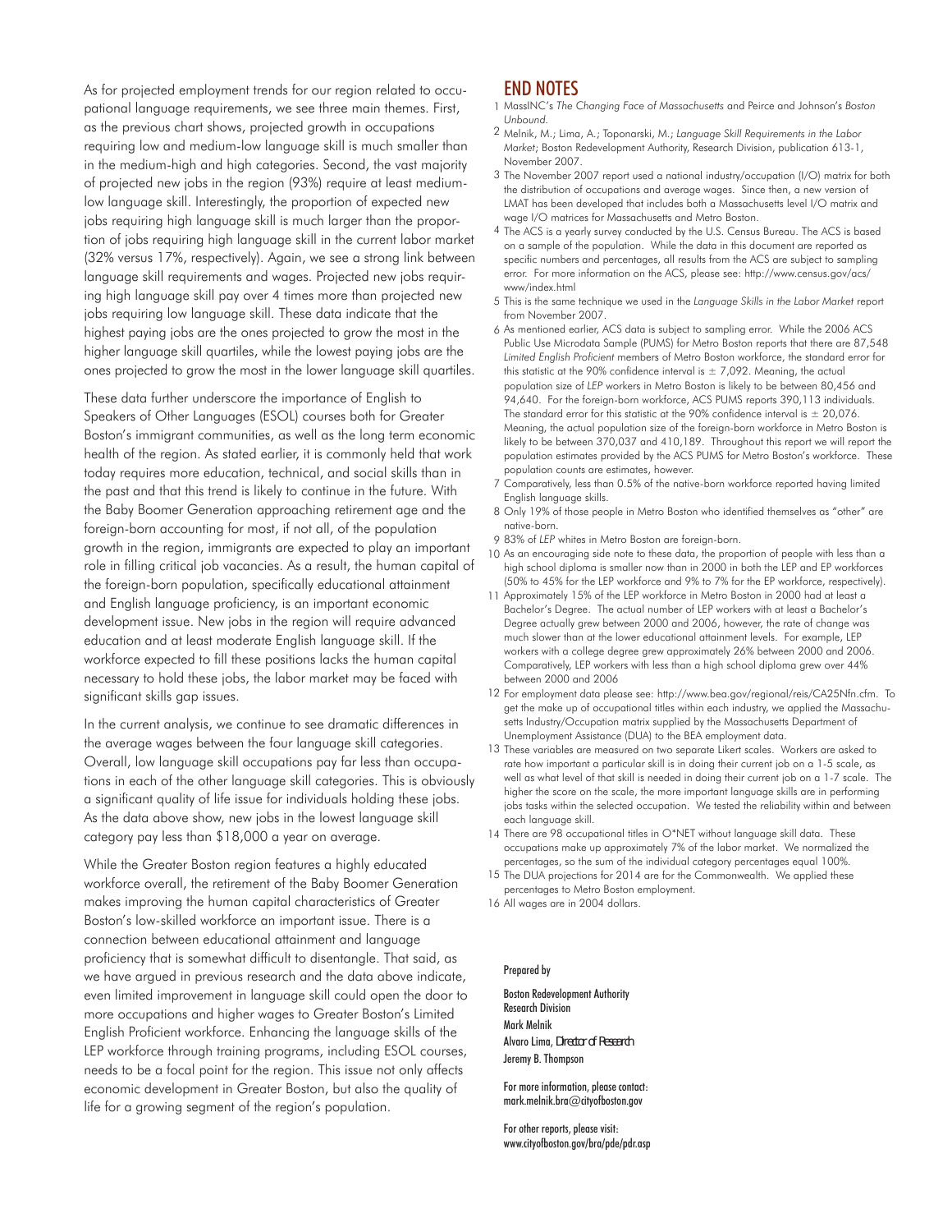As for projected employment trends for our region related to occupational language requirements, we see three main themes. First, as the previous chart shows, projected growth in occupations requiring low and medium-low language skill is much smaller than in the medium-high and high categories. Second, the vast majority of projected new jobs in the region (93%) require at least medium-low language skill. Interestingly, the proportion of expected new jobs requiring high language skill is much larger than the proportion of jobs requiring high language skill in the current labor market (32% versus 17%, respectively). Again, we see a strong link between language skill requirements and wages. Projected new jobs requiring high language skill pay over 4 times more than projected new jobs requiring low language skill. These data indicate that the highest paying jobs are the ones projected to grow the most in the higher language skill quartiles, while the lowest paying jobs are the ones projected to grow the most in the lower language skill quartiles.

These data further underscore the importance of English to Speakers of Other Languages (ESOL) courses both for Greater Boston's immigrant communities, as well as the long term economic health of the region. As stated earlier, it is commonly held that work today requires more education, technical, and social skills than in the past and that this trend is likely to continue in the future. With the Baby Boomer Generation approaching retirement age and the foreign-born accounting for most, if not all, of the population growth in the region, immigrants are expected to play an important role in filling critical job vacancies. As a result, the human capital of the foreign-born population, specifically educational attainment and English language proficiency, is an important economic development issue. New jobs in the region will require advanced education and at least moderate English language skill. If the workforce expected to fill these positions lacks the human capital necessary to hold these jobs, the labor market may be faced with significant skills gap issues.

In the current analysis, we continue to see dramatic differences in the average wages between the four language skill categories. Overall, low language skill occupations pay far less than occupations in each of the other language skill categories. This is obviously a significant quality of life issue for individuals holding these jobs. As the data above show, new jobs in the lowest language skill category pay less than $18,000 a year on average.

While the Greater Boston region features a highly educated workforce overall, the retirement of the Baby Boomer Generation makes improving the human capital characteristics of Greater Boston's low-skilled workforce an important issue. There is a connection between educational attainment and language proficiency that is somewhat difficult to disentangle. That said, as we have argued in previous research and the data above indicate, even limited improvement in language skill could open the door to more occupations and higher wages to Greater Boston's Limited English Proficient workforce. Enhancing the language skills of the LEP workforce through training programs, including ESOL courses, needs to be a focal point for the region. This issue not only affects economic development in Greater Boston, but also the quality of life for a growing segment of the region's population.

## END NOTES

1. MassINC's *The Changing Face of Massachusetts* and Peirce and Johnson's *Boston Unbound*.
2. Melnik, M.; Lima, A.; Toponarski, M.; *Language Skill Requirements in the Labor Market*; Boston Redevelopment Authority, Research Division, publication 613-1, November 2007.
3. The November 2007 report used a national industry/occupation (I/O) matrix for both the distribution of occupations and average wages. Since then, a new version of LMAT has been developed that includes both a Massachusetts level I/O matrix and wage I/O matrices for Massachusetts and Metro Boston.
4. The ACS is a yearly survey conducted by the U.S. Census Bureau. The ACS is based on a sample of the population. While the data in this document are reported as specific numbers and percentages, all results from the ACS are subject to sampling error. For more information on the ACS, please see: http://www.census.gov/acs/www/index.html
5. This is the same technique we used in the *Language Skills in the Labor Market* report from November 2007.
6. As mentioned earlier, ACS data is subject to sampling error. While the 2006 ACS Public Use Microdata Sample (PUMS) for Metro Boston reports that there are 87,548 *Limited English Proficient* members of Metro Boston workforce, the standard error for this statistic at the 90% confidence interval is ± 7,092. Meaning, the actual population size of *LEP* workers in Metro Boston is likely to be between 80,456 and 94,640. For the foreign-born workforce, ACS PUMS reports 390,113 individuals. The standard error for this statistic at the 90% confidence interval is ± 20,076. Meaning, the actual population size of the foreign-born workforce in Metro Boston is likely to be between 370,037 and 410,189. Throughout this report we will report the population estimates provided by the ACS PUMS for Metro Boston's workforce. These population counts are estimates, however.
7. Comparatively, less than 0.5% of the native-born workforce reported having limited English language skills.
8. Only 19% of those people in Metro Boston who identified themselves as "other" are native-born.
9. 83% of *LEP* whites in Metro Boston are foreign-born.
10. As an encouraging side note to these data, the proportion of people with less than a high school diploma is smaller now than in 2000 in both the LEP and EP workforces (50% to 45% for the LEP workforce and 9% to 7% for the EP workforce, respectively).
11. Approximately 15% of the LEP workforce in Metro Boston in 2000 had at least a Bachelor's Degree. The actual number of LEP workers with at least a Bachelor's Degree actually grew between 2000 and 2006, however, the rate of change was much slower than at the lower educational attainment levels. For example, LEP workers with a college degree grew approximately 26% between 2000 and 2006. Comparatively, LEP workers with less than a high school diploma grew over 44% between 2000 and 2006
12. For employment data please see: http://www.bea.gov/regional/reis/CA25Nfn.cfm. To get the make up of occupational titles within each industry, we applied the Massachusetts Industry/Occupation matrix supplied by the Massachusetts Department of Unemployment Assistance (DUA) to the BEA employment data.
13. These variables are measured on two separate Likert scales. Workers are asked to rate how important a particular skill is in doing their current job on a 1-5 scale, as well as what level of that skill is needed in doing their current job on a 1-7 scale. The higher the score on the scale, the more important language skills are in performing jobs tasks within the selected occupation. We tested the reliability within and between each language skill.
14. There are 98 occupational titles in O*NET without language skill data. These occupations make up approximately 7% of the labor market. We normalized the percentages, so the sum of the individual category percentages equal 100%.
15. The DUA projections for 2014 are for the Commonwealth. We applied these percentages to Metro Boston employment.
16. All wages are in 2004 dollars.

Prepared by

Boston Redevelopment Authority
Research Division
Mark Melnik
Alvaro Lima, *Director of Research*
Jeremy B. Thompson

For more information, please contact:
mark.melnik.bra@cityofboston.gov

For other reports, please visit:
www.cityofboston.gov/bra/pde/pdr.asp